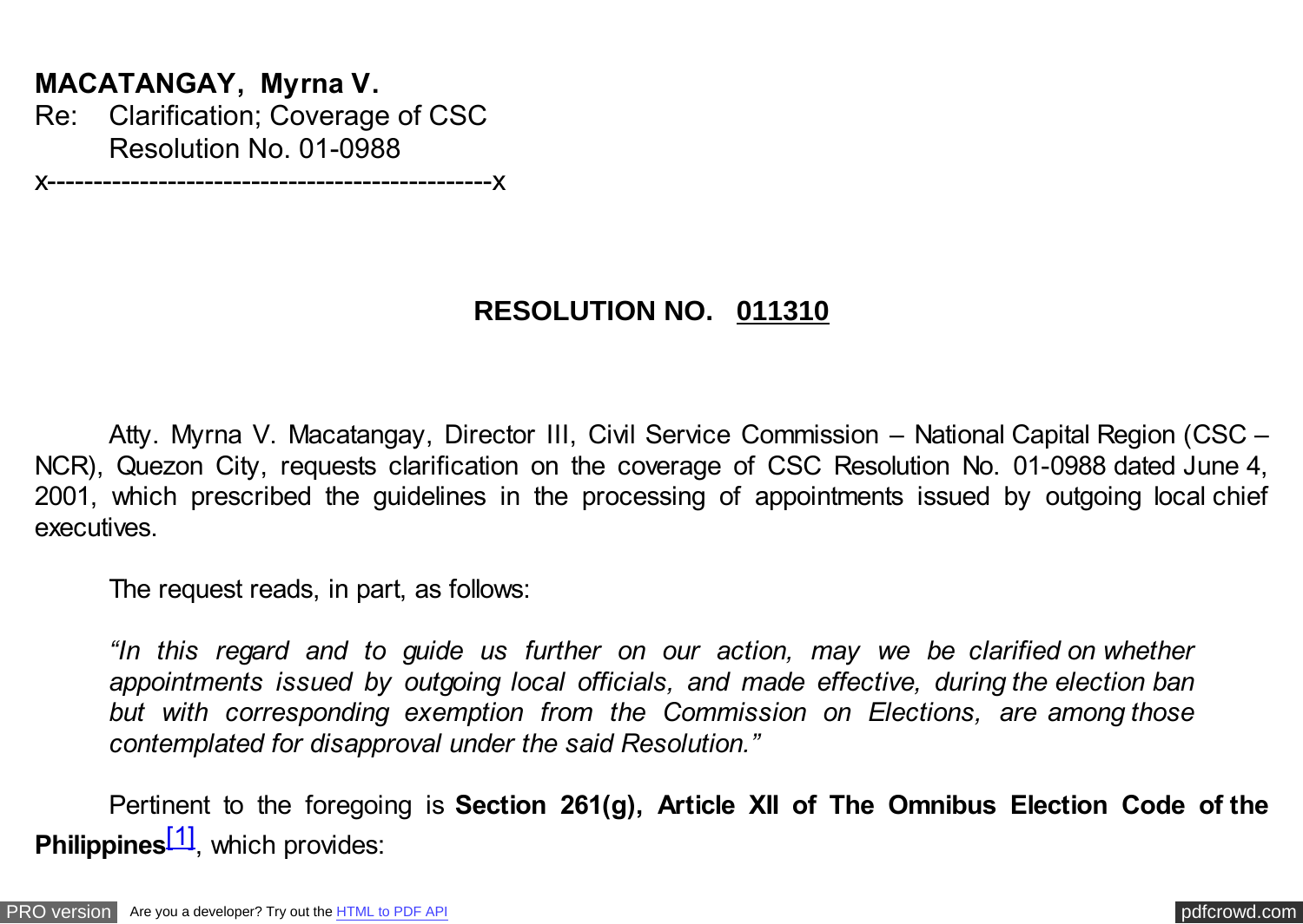**MACATANGAY, Myrna V.**
Re: Clarification; Coverage of CSC Resolution No. 01-0988
x---------------------------------------------x

## RESOLUTION NO. 011310

Atty. Myrna V. Macatangay, Director III, Civil Service Commission – National Capital Region (CSC – NCR), Quezon City, requests clarification on the coverage of CSC Resolution No. 01-0988 dated June 4, 2001, which prescribed the guidelines in the processing of appointments issued by outgoing local chief executives.

The request reads, in part, as follows:

> *"In this regard and to guide us further on our action, may we be clarified on whether appointments issued by outgoing local officials, and made effective, during the election ban but with corresponding exemption from the Commission on Elections, are among those contemplated for disapproval under the said Resolution."*

Pertinent to the foregoing is **Section 261(g), Article XII of The Omnibus Election Code of the Philippines**[1], which provides: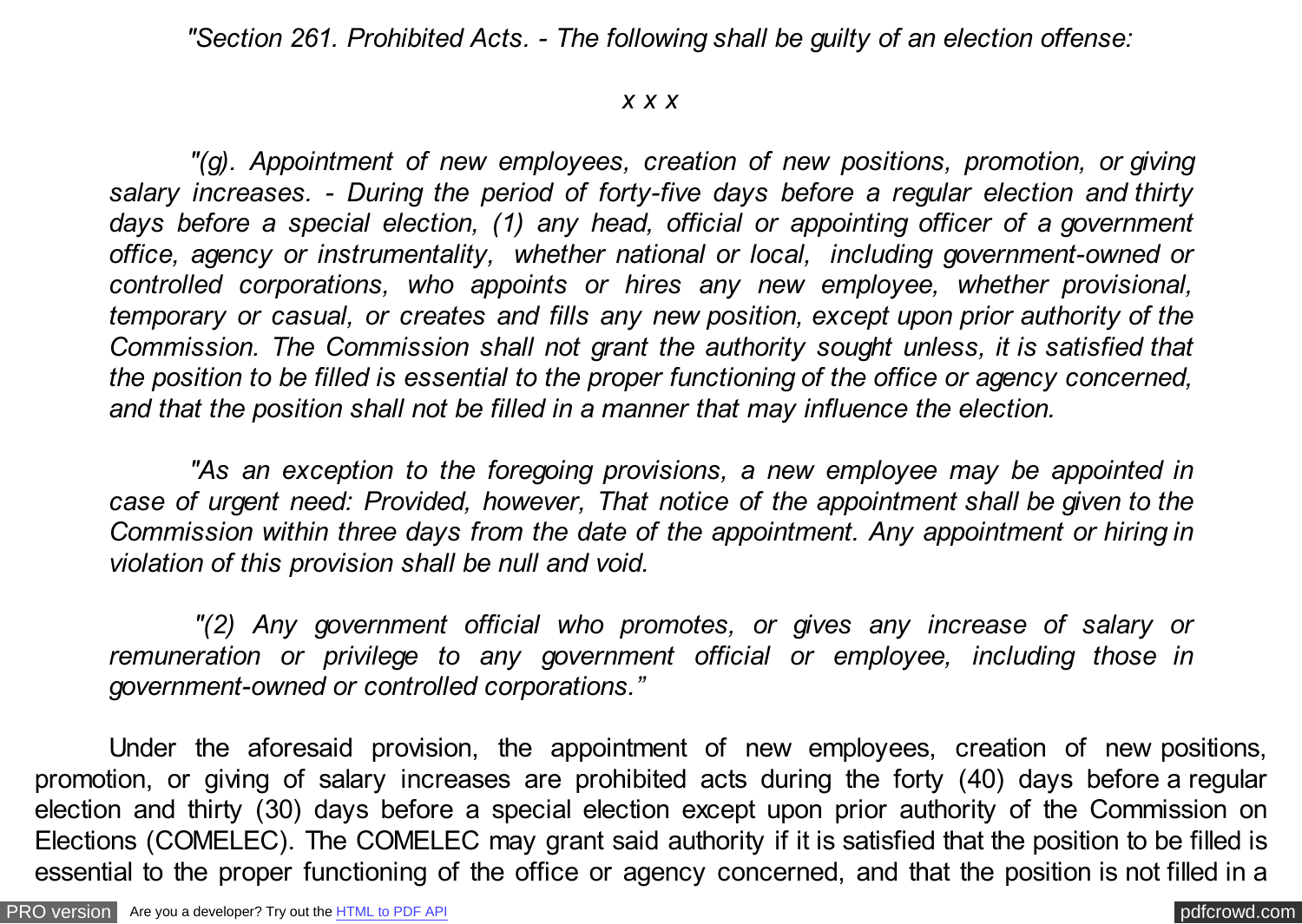*"Section 261. Prohibited Acts. - The following shall be guilty of an election offense:*

*x x x*

*"(g). Appointment of new employees, creation of new positions, promotion, or giving salary increases. - During the period of forty-five days before a regular election and thirty days before a special election, (1) any head, official or appointing officer of a government office, agency or instrumentality, whether national or local, including government-owned or controlled corporations, who appoints or hires any new employee, whether provisional, temporary or casual, or creates and fills any new position, except upon prior authority of the Commission. The Commission shall not grant the authority sought unless, it is satisfied that the position to be filled is essential to the proper functioning of the office or agency concerned, and that the position shall not be filled in a manner that may influence the election.*

*"As an exception to the foregoing provisions, a new employee may be appointed in case of urgent need: Provided, however, That notice of the appointment shall be given to the Commission within three days from the date of the appointment. Any appointment or hiring in violation of this provision shall be null and void.*

*"(2) Any government official who promotes, or gives any increase of salary or remuneration or privilege to any government official or employee, including those in government-owned or controlled corporations."*

Under the aforesaid provision, the appointment of new employees, creation of new positions, promotion, or giving of salary increases are prohibited acts during the forty (40) days before a regular election and thirty (30) days before a special election except upon prior authority of the Commission on Elections (COMELEC). The COMELEC may grant said authority if it is satisfied that the position to be filled is essential to the proper functioning of the office or agency concerned, and that the position is not filled in a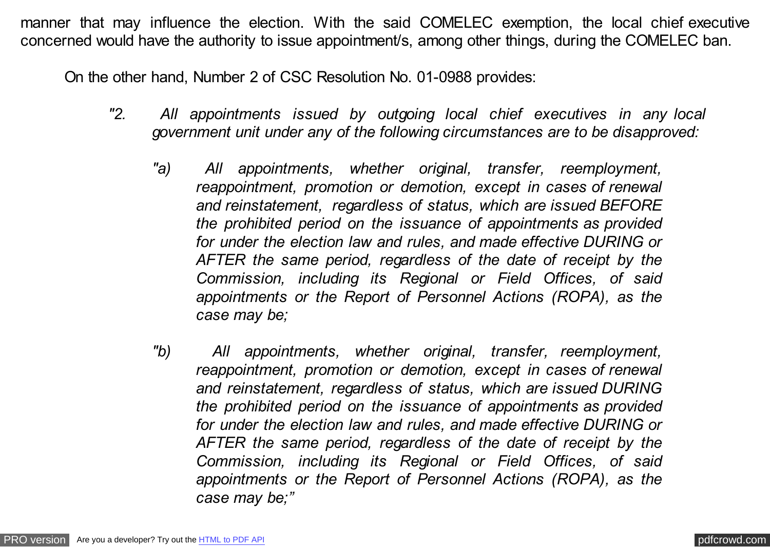manner that may influence the election. With the said COMELEC exemption, the local chief executive concerned would have the authority to issue appointment/s, among other things, during the COMELEC ban.

On the other hand, Number 2 of CSC Resolution No. 01-0988 provides:

> *"2. All appointments issued by outgoing local chief executives in any local government unit under any of the following circumstances are to be disapproved:*
>
> *"a) All appointments, whether original, transfer, reemployment, reappointment, promotion or demotion, except in cases of renewal and reinstatement, regardless of status, which are issued BEFORE the prohibited period on the issuance of appointments as provided for under the election law and rules, and made effective DURING or AFTER the same period, regardless of the date of receipt by the Commission, including its Regional or Field Offices, of said appointments or the Report of Personnel Actions (ROPA), as the case may be;*
>
> *"b) All appointments, whether original, transfer, reemployment, reappointment, promotion or demotion, except in cases of renewal and reinstatement, regardless of status, which are issued DURING the prohibited period on the issuance of appointments as provided for under the election law and rules, and made effective DURING or AFTER the same period, regardless of the date of receipt by the Commission, including its Regional or Field Offices, of said appointments or the Report of Personnel Actions (ROPA), as the case may be;"*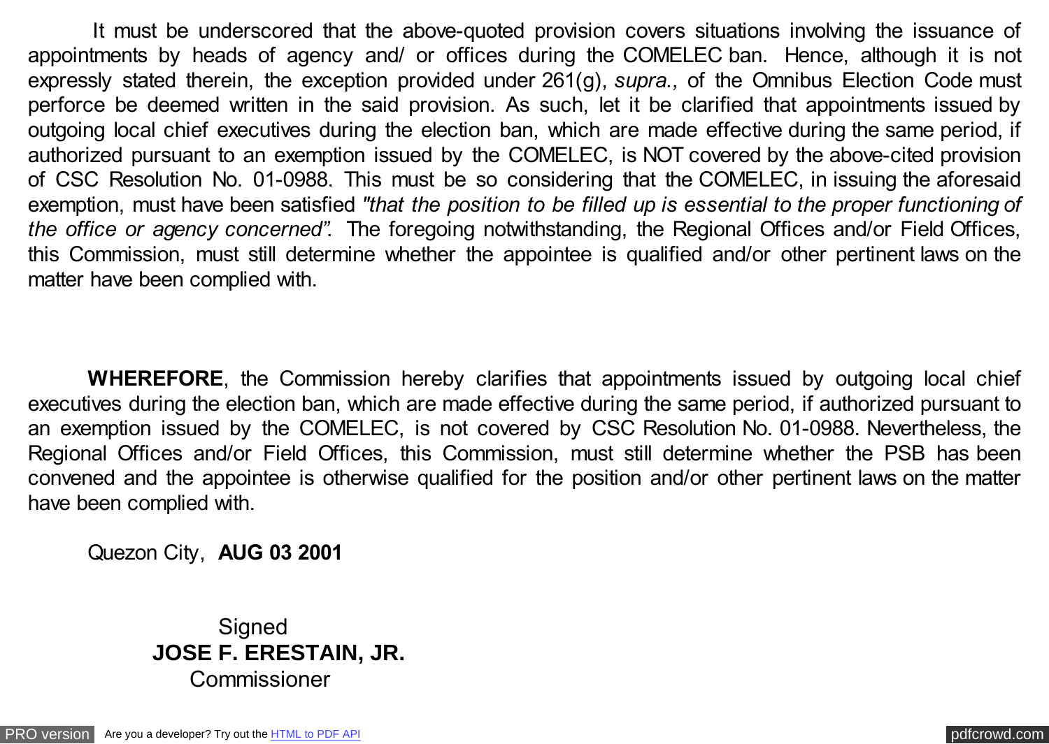It must be underscored that the above-quoted provision covers situations involving the issuance of appointments by heads of agency and/ or offices during the COMELEC ban. Hence, although it is not expressly stated therein, the exception provided under 261(g), *supra.,* of the Omnibus Election Code must perforce be deemed written in the said provision. As such, let it be clarified that appointments issued by outgoing local chief executives during the election ban, which are made effective during the same period, if authorized pursuant to an exemption issued by the COMELEC, is NOT covered by the above-cited provision of CSC Resolution No. 01-0988. This must be so considering that the COMELEC, in issuing the aforesaid exemption, must have been satisfied *"that the position to be filled up is essential to the proper functioning of the office or agency concerned".* The foregoing notwithstanding, the Regional Offices and/or Field Offices, this Commission, must still determine whether the appointee is qualified and/or other pertinent laws on the matter have been complied with.

**WHEREFORE**, the Commission hereby clarifies that appointments issued by outgoing local chief executives during the election ban, which are made effective during the same period, if authorized pursuant to an exemption issued by the COMELEC, is not covered by CSC Resolution No. 01-0988. Nevertheless, the Regional Offices and/or Field Offices, this Commission, must still determine whether the PSB has been convened and the appointee is otherwise qualified for the position and/or other pertinent laws on the matter have been complied with.

Quezon City, **AUG 03 2001**

Signed
**JOSE F. ERESTAIN, JR.**
Commissioner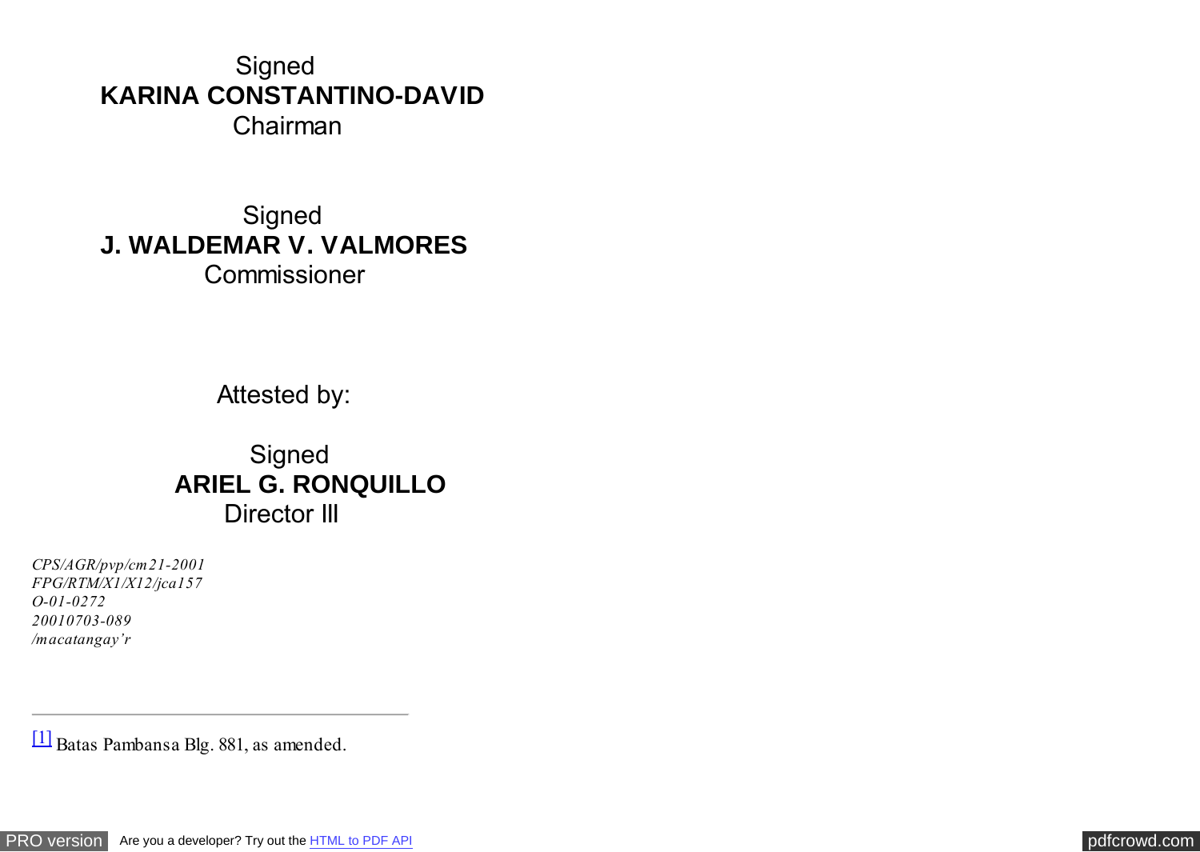Signed
**KARINA CONSTANTINO-DAVID**
Chairman

Signed
**J. WALDEMAR V. VALMORES**
Commissioner

Attested by:

Signed
**ARIEL G. RONQUILLO**
Director III

*CPS/AGR/pvp/cm21-2001*
*FPG/RTM/X1/X12/jca157*
*O-01-0272*
*20010703-089*
*/macatangay'r*

---

[1] Batas Pambansa Blg. 881, as amended.